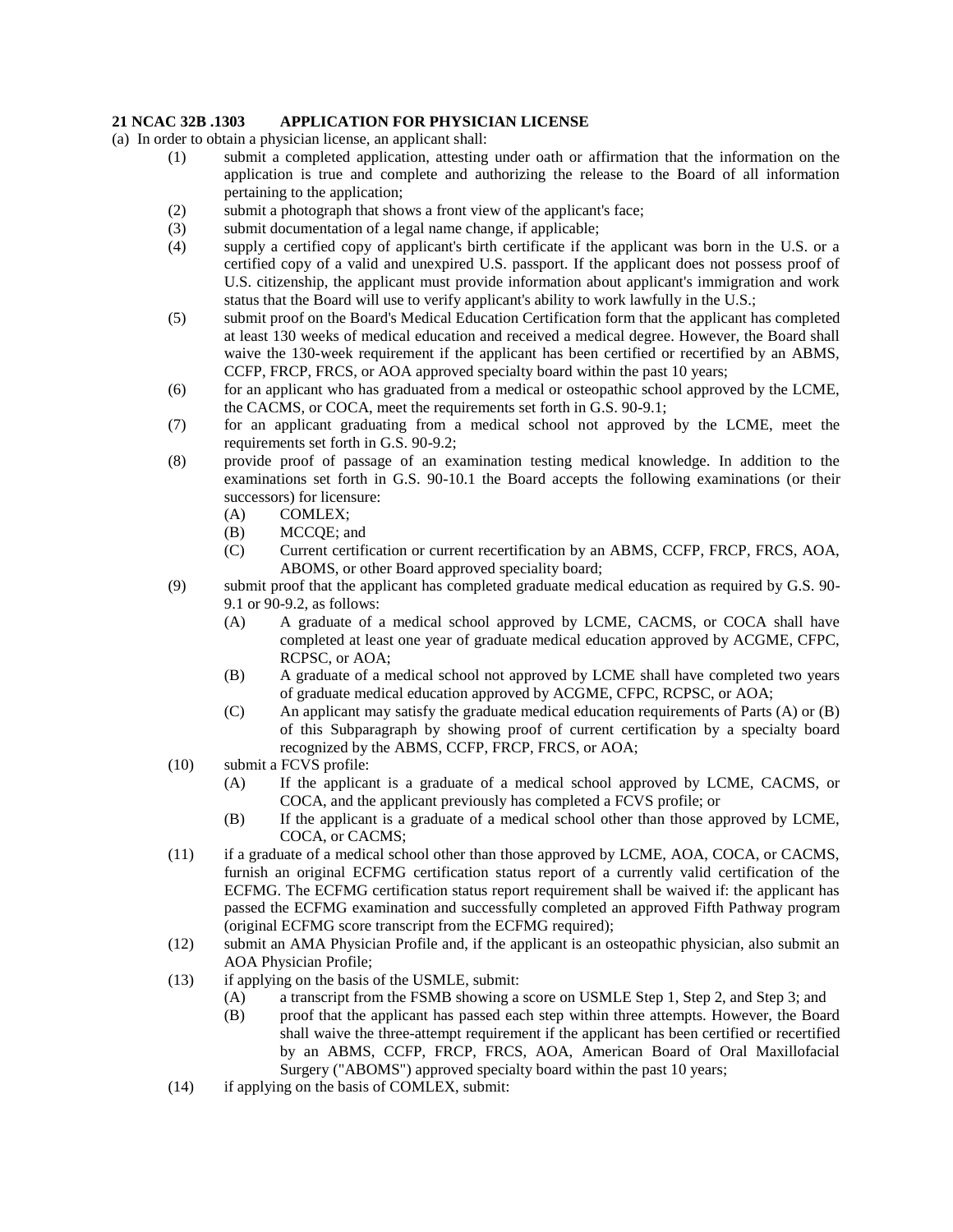**21 NCAC 32B .1303 APPLICATION FOR PHYSICIAN LICENSE**

(a) In order to obtain a physician license, an applicant shall:

(1) submit a completed application, attesting under oath or affirmation that the information on the application is true and complete and authorizing the release to the Board of all information pertaining to the application;

(2) submit a photograph that shows a front view of the applicant's face;

(3) submit documentation of a legal name change, if applicable;

(4) supply a certified copy of applicant's birth certificate if the applicant was born in the U.S. or a certified copy of a valid and unexpired U.S. passport. If the applicant does not possess proof of U.S. citizenship, the applicant must provide information about applicant's immigration and work status that the Board will use to verify applicant's ability to work lawfully in the U.S.;

(5) submit proof on the Board's Medical Education Certification form that the applicant has completed at least 130 weeks of medical education and received a medical degree. However, the Board shall waive the 130-week requirement if the applicant has been certified or recertified by an ABMS, CCFP, FRCP, FRCS, or AOA approved specialty board within the past 10 years;

(6) for an applicant who has graduated from a medical or osteopathic school approved by the LCME, the CACMS, or COCA, meet the requirements set forth in G.S. 90-9.1;

(7) for an applicant graduating from a medical school not approved by the LCME, meet the requirements set forth in G.S. 90-9.2;

(8) provide proof of passage of an examination testing medical knowledge. In addition to the examinations set forth in G.S. 90-10.1 the Board accepts the following examinations (or their successors) for licensure:

    (A) COMLEX;

    (B) MCCQE; and

    (C) Current certification or current recertification by an ABMS, CCFP, FRCP, FRCS, AOA, ABOMS, or other Board approved speciality board;

(9) submit proof that the applicant has completed graduate medical education as required by G.S. 90-9.1 or 90-9.2, as follows:

    (A) A graduate of a medical school approved by LCME, CACMS, or COCA shall have completed at least one year of graduate medical education approved by ACGME, CFPC, RCPSC, or AOA;

    (B) A graduate of a medical school not approved by LCME shall have completed two years of graduate medical education approved by ACGME, CFPC, RCPSC, or AOA;

    (C) An applicant may satisfy the graduate medical education requirements of Parts (A) or (B) of this Subparagraph by showing proof of current certification by a specialty board recognized by the ABMS, CCFP, FRCP, FRCS, or AOA;

(10) submit a FCVS profile:

    (A) If the applicant is a graduate of a medical school approved by LCME, CACMS, or COCA, and the applicant previously has completed a FCVS profile; or

    (B) If the applicant is a graduate of a medical school other than those approved by LCME, COCA, or CACMS;

(11) if a graduate of a medical school other than those approved by LCME, AOA, COCA, or CACMS, furnish an original ECFMG certification status report of a currently valid certification of the ECFMG. The ECFMG certification status report requirement shall be waived if: the applicant has passed the ECFMG examination and successfully completed an approved Fifth Pathway program (original ECFMG score transcript from the ECFMG required);

(12) submit an AMA Physician Profile and, if the applicant is an osteopathic physician, also submit an AOA Physician Profile;

(13) if applying on the basis of the USMLE, submit:

    (A) a transcript from the FSMB showing a score on USMLE Step 1, Step 2, and Step 3; and

    (B) proof that the applicant has passed each step within three attempts. However, the Board shall waive the three-attempt requirement if the applicant has been certified or recertified by an ABMS, CCFP, FRCP, FRCS, AOA, American Board of Oral Maxillofacial Surgery ("ABOMS") approved specialty board within the past 10 years;

(14) if applying on the basis of COMLEX, submit: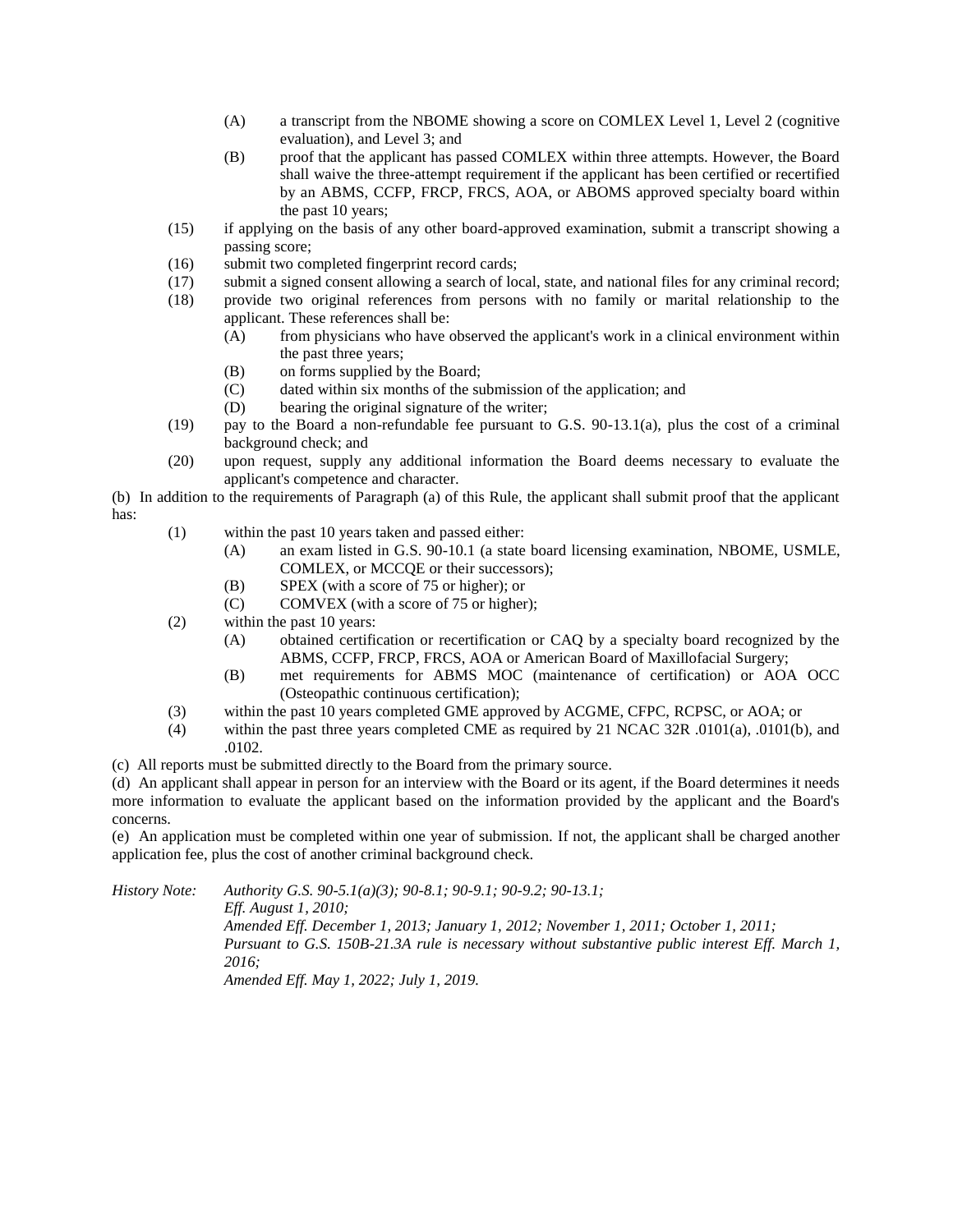(A) a transcript from the NBOME showing a score on COMLEX Level 1, Level 2 (cognitive evaluation), and Level 3; and

(B) proof that the applicant has passed COMLEX within three attempts. However, the Board shall waive the three-attempt requirement if the applicant has been certified or recertified by an ABMS, CCFP, FRCP, FRCS, AOA, or ABOMS approved specialty board within the past 10 years;

(15) if applying on the basis of any other board-approved examination, submit a transcript showing a passing score;

(16) submit two completed fingerprint record cards;

(17) submit a signed consent allowing a search of local, state, and national files for any criminal record;

(18) provide two original references from persons with no family or marital relationship to the applicant. These references shall be:

(A) from physicians who have observed the applicant's work in a clinical environment within the past three years;

(B) on forms supplied by the Board;

(C) dated within six months of the submission of the application; and

(D) bearing the original signature of the writer;

(19) pay to the Board a non-refundable fee pursuant to G.S. 90-13.1(a), plus the cost of a criminal background check; and

(20) upon request, supply any additional information the Board deems necessary to evaluate the applicant's competence and character.

(b) In addition to the requirements of Paragraph (a) of this Rule, the applicant shall submit proof that the applicant has:

(1) within the past 10 years taken and passed either:

(A) an exam listed in G.S. 90-10.1 (a state board licensing examination, NBOME, USMLE, COMLEX, or MCCQE or their successors);

(B) SPEX (with a score of 75 or higher); or

(C) COMVEX (with a score of 75 or higher);

(2) within the past 10 years:

(A) obtained certification or recertification or CAQ by a specialty board recognized by the ABMS, CCFP, FRCP, FRCS, AOA or American Board of Maxillofacial Surgery;

(B) met requirements for ABMS MOC (maintenance of certification) or AOA OCC (Osteopathic continuous certification);

(3) within the past 10 years completed GME approved by ACGME, CFPC, RCPSC, or AOA; or

(4) within the past three years completed CME as required by 21 NCAC 32R .0101(a), .0101(b), and .0102.

(c) All reports must be submitted directly to the Board from the primary source.

(d) An applicant shall appear in person for an interview with the Board or its agent, if the Board determines it needs more information to evaluate the applicant based on the information provided by the applicant and the Board's concerns.

(e) An application must be completed within one year of submission. If not, the applicant shall be charged another application fee, plus the cost of another criminal background check.

*History Note:* *Authority G.S. 90-5.1(a)(3); 90-8.1; 90-9.1; 90-9.2; 90-13.1;*
*Eff. August 1, 2010;*
*Amended Eff. December 1, 2013; January 1, 2012; November 1, 2011; October 1, 2011;*
*Pursuant to G.S. 150B-21.3A rule is necessary without substantive public interest Eff. March 1, 2016;*
*Amended Eff. May 1, 2022; July 1, 2019.*